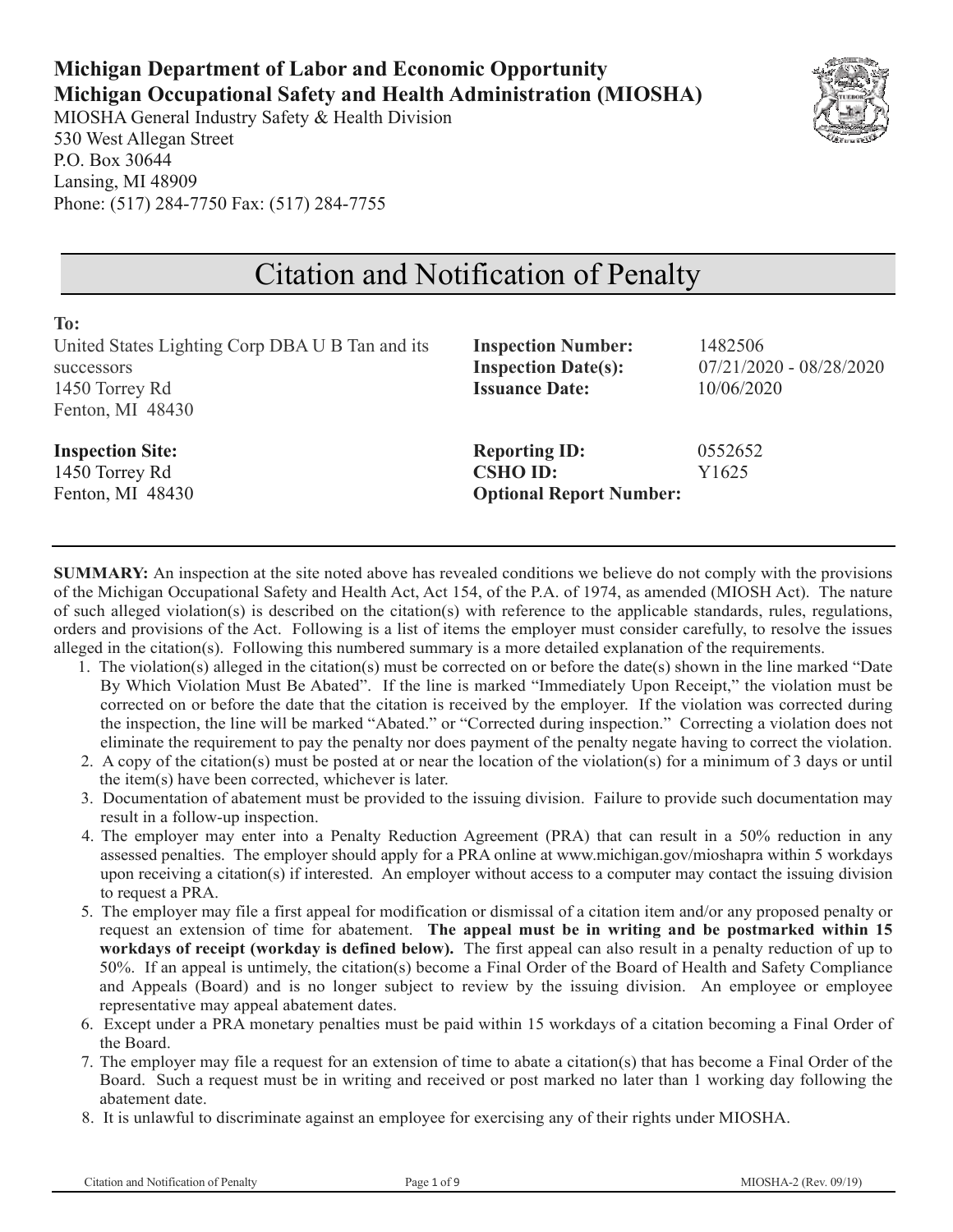**Michigan Department of Labor and Economic Opportunity**
**Michigan Occupational Safety and Health Administration (MIOSHA)**
MIOSHA General Industry Safety & Health Division
530 West Allegan Street
P.O. Box 30644
Lansing, MI 48909
Phone: (517) 284-7750 Fax: (517) 284-7755

# Citation and Notification of Penalty

**To:**
United States Lighting Corp DBA U B Tan and its successors
1450 Torrey Rd
Fenton, MI 48430

**Inspection Number:** 1482506
**Inspection Date(s):** 07/21/2020 - 08/28/2020
**Issuance Date:** 10/06/2020

**Inspection Site:**
1450 Torrey Rd
Fenton, MI 48430

**Reporting ID:** 0552652
**CSHO ID:** Y1625
**Optional Report Number:**

---

**SUMMARY:** An inspection at the site noted above has revealed conditions we believe do not comply with the provisions of the Michigan Occupational Safety and Health Act, Act 154, of the P.A. of 1974, as amended (MIOSH Act). The nature of such alleged violation(s) is described on the citation(s) with reference to the applicable standards, rules, regulations, orders and provisions of the Act. Following is a list of items the employer must consider carefully, to resolve the issues alleged in the citation(s). Following this numbered summary is a more detailed explanation of the requirements.

1. The violation(s) alleged in the citation(s) must be corrected on or before the date(s) shown in the line marked "Date By Which Violation Must Be Abated". If the line is marked "Immediately Upon Receipt," the violation must be corrected on or before the date that the citation is received by the employer. If the violation was corrected during the inspection, the line will be marked "Abated." or "Corrected during inspection." Correcting a violation does not eliminate the requirement to pay the penalty nor does payment of the penalty negate having to correct the violation.
2. A copy of the citation(s) must be posted at or near the location of the violation(s) for a minimum of 3 days or until the item(s) have been corrected, whichever is later.
3. Documentation of abatement must be provided to the issuing division. Failure to provide such documentation may result in a follow-up inspection.
4. The employer may enter into a Penalty Reduction Agreement (PRA) that can result in a 50% reduction in any assessed penalties. The employer should apply for a PRA online at www.michigan.gov/mioshapra within 5 workdays upon receiving a citation(s) if interested. An employer without access to a computer may contact the issuing division to request a PRA.
5. The employer may file a first appeal for modification or dismissal of a citation item and/or any proposed penalty or request an extension of time for abatement. **The appeal must be in writing and be postmarked within 15 workdays of receipt (workday is defined below).** The first appeal can also result in a penalty reduction of up to 50%. If an appeal is untimely, the citation(s) become a Final Order of the Board of Health and Safety Compliance and Appeals (Board) and is no longer subject to review by the issuing division. An employee or employee representative may appeal abatement dates.
6. Except under a PRA monetary penalties must be paid within 15 workdays of a citation becoming a Final Order of the Board.
7. The employer may file a request for an extension of time to abate a citation(s) that has become a Final Order of the Board. Such a request must be in writing and received or post marked no later than 1 working day following the abatement date.
8. It is unlawful to discriminate against an employee for exercising any of their rights under MIOSHA.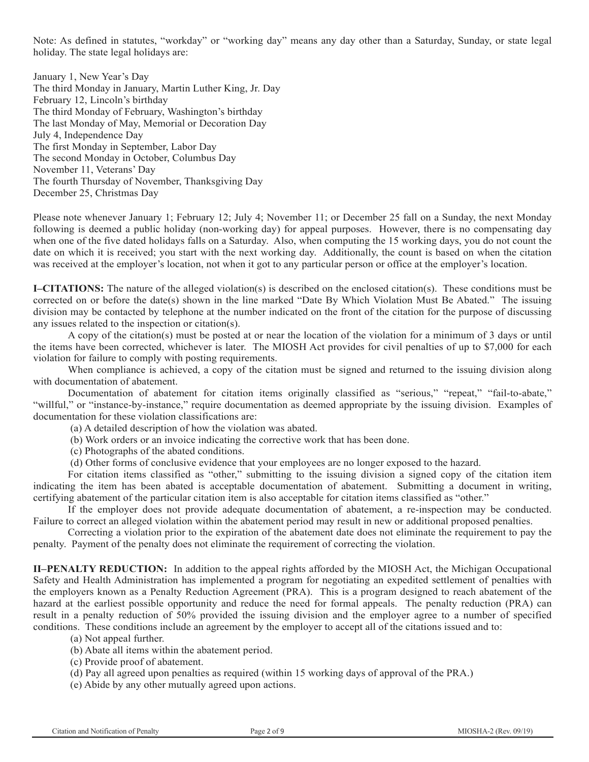Note: As defined in statutes, "workday" or "working day" means any day other than a Saturday, Sunday, or state legal holiday. The state legal holidays are:

January 1, New Year's Day
The third Monday in January, Martin Luther King, Jr. Day
February 12, Lincoln's birthday
The third Monday of February, Washington's birthday
The last Monday of May, Memorial or Decoration Day
July 4, Independence Day
The first Monday in September, Labor Day
The second Monday in October, Columbus Day
November 11, Veterans' Day
The fourth Thursday of November, Thanksgiving Day
December 25, Christmas Day

Please note whenever January 1; February 12; July 4; November 11; or December 25 fall on a Sunday, the next Monday following is deemed a public holiday (non-working day) for appeal purposes. However, there is no compensating day when one of the five dated holidays falls on a Saturday. Also, when computing the 15 working days, you do not count the date on which it is received; you start with the next working day. Additionally, the count is based on when the citation was received at the employer's location, not when it got to any particular person or office at the employer's location.

**I–CITATIONS:** The nature of the alleged violation(s) is described on the enclosed citation(s). These conditions must be corrected on or before the date(s) shown in the line marked "Date By Which Violation Must Be Abated." The issuing division may be contacted by telephone at the number indicated on the front of the citation for the purpose of discussing any issues related to the inspection or citation(s).

A copy of the citation(s) must be posted at or near the location of the violation for a minimum of 3 days or until the items have been corrected, whichever is later. The MIOSH Act provides for civil penalties of up to $7,000 for each violation for failure to comply with posting requirements.

When compliance is achieved, a copy of the citation must be signed and returned to the issuing division along with documentation of abatement.

Documentation of abatement for citation items originally classified as "serious," "repeat," "fail-to-abate," "willful," or "instance-by-instance," require documentation as deemed appropriate by the issuing division. Examples of documentation for these violation classifications are:

(a) A detailed description of how the violation was abated.
(b) Work orders or an invoice indicating the corrective work that has been done.
(c) Photographs of the abated conditions.
(d) Other forms of conclusive evidence that your employees are no longer exposed to the hazard.

For citation items classified as "other," submitting to the issuing division a signed copy of the citation item indicating the item has been abated is acceptable documentation of abatement. Submitting a document in writing, certifying abatement of the particular citation item is also acceptable for citation items classified as "other."

If the employer does not provide adequate documentation of abatement, a re-inspection may be conducted. Failure to correct an alleged violation within the abatement period may result in new or additional proposed penalties.

Correcting a violation prior to the expiration of the abatement date does not eliminate the requirement to pay the penalty. Payment of the penalty does not eliminate the requirement of correcting the violation.

**II–PENALTY REDUCTION:** In addition to the appeal rights afforded by the MIOSH Act, the Michigan Occupational Safety and Health Administration has implemented a program for negotiating an expedited settlement of penalties with the employers known as a Penalty Reduction Agreement (PRA). This is a program designed to reach abatement of the hazard at the earliest possible opportunity and reduce the need for formal appeals. The penalty reduction (PRA) can result in a penalty reduction of 50% provided the issuing division and the employer agree to a number of specified conditions. These conditions include an agreement by the employer to accept all of the citations issued and to:

(a) Not appeal further.
(b) Abate all items within the abatement period.
(c) Provide proof of abatement.
(d) Pay all agreed upon penalties as required (within 15 working days of approval of the PRA.)
(e) Abide by any other mutually agreed upon actions.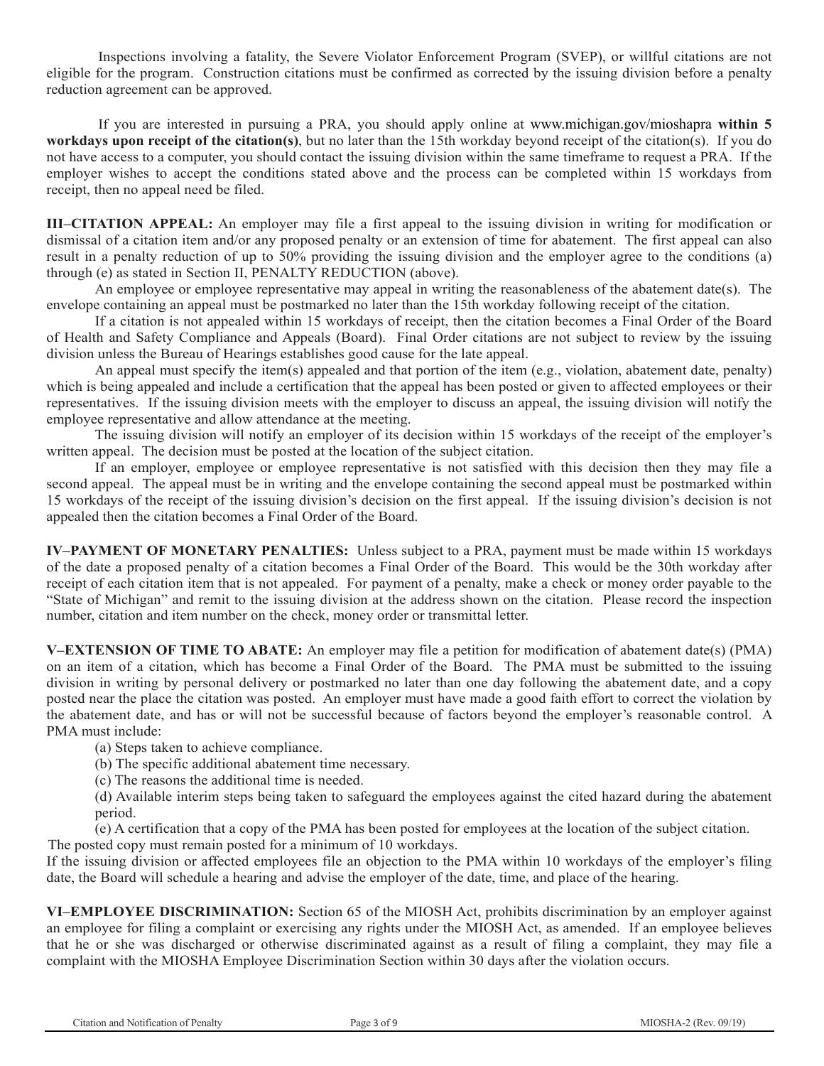Inspections involving a fatality, the Severe Violator Enforcement Program (SVEP), or willful citations are not eligible for the program. Construction citations must be confirmed as corrected by the issuing division before a penalty reduction agreement can be approved.

If you are interested in pursuing a PRA, you should apply online at www.michigan.gov/mioshapra **within 5 workdays upon receipt of the citation(s)**, but no later than the 15th workday beyond receipt of the citation(s). If you do not have access to a computer, you should contact the issuing division within the same timeframe to request a PRA. If the employer wishes to accept the conditions stated above and the process can be completed within 15 workdays from receipt, then no appeal need be filed.

**III–CITATION APPEAL:** An employer may file a first appeal to the issuing division in writing for modification or dismissal of a citation item and/or any proposed penalty or an extension of time for abatement. The first appeal can also result in a penalty reduction of up to 50% providing the issuing division and the employer agree to the conditions (a) through (e) as stated in Section II, PENALTY REDUCTION (above).

An employee or employee representative may appeal in writing the reasonableness of the abatement date(s). The envelope containing an appeal must be postmarked no later than the 15th workday following receipt of the citation.

If a citation is not appealed within 15 workdays of receipt, then the citation becomes a Final Order of the Board of Health and Safety Compliance and Appeals (Board). Final Order citations are not subject to review by the issuing division unless the Bureau of Hearings establishes good cause for the late appeal.

An appeal must specify the item(s) appealed and that portion of the item (e.g., violation, abatement date, penalty) which is being appealed and include a certification that the appeal has been posted or given to affected employees or their representatives. If the issuing division meets with the employer to discuss an appeal, the issuing division will notify the employee representative and allow attendance at the meeting.

The issuing division will notify an employer of its decision within 15 workdays of the receipt of the employer's written appeal. The decision must be posted at the location of the subject citation.

If an employer, employee or employee representative is not satisfied with this decision then they may file a second appeal. The appeal must be in writing and the envelope containing the second appeal must be postmarked within 15 workdays of the receipt of the issuing division's decision on the first appeal. If the issuing division's decision is not appealed then the citation becomes a Final Order of the Board.

**IV–PAYMENT OF MONETARY PENALTIES:** Unless subject to a PRA, payment must be made within 15 workdays of the date a proposed penalty of a citation becomes a Final Order of the Board. This would be the 30th workday after receipt of each citation item that is not appealed. For payment of a penalty, make a check or money order payable to the "State of Michigan" and remit to the issuing division at the address shown on the citation. Please record the inspection number, citation and item number on the check, money order or transmittal letter.

**V–EXTENSION OF TIME TO ABATE:** An employer may file a petition for modification of abatement date(s) (PMA) on an item of a citation, which has become a Final Order of the Board. The PMA must be submitted to the issuing division in writing by personal delivery or postmarked no later than one day following the abatement date, and a copy posted near the place the citation was posted. An employer must have made a good faith effort to correct the violation by the abatement date, and has or will not be successful because of factors beyond the employer's reasonable control. A PMA must include:

(a) Steps taken to achieve compliance.

(b) The specific additional abatement time necessary.

(c) The reasons the additional time is needed.

(d) Available interim steps being taken to safeguard the employees against the cited hazard during the abatement period.

(e) A certification that a copy of the PMA has been posted for employees at the location of the subject citation.

The posted copy must remain posted for a minimum of 10 workdays.

If the issuing division or affected employees file an objection to the PMA within 10 workdays of the employer's filing date, the Board will schedule a hearing and advise the employer of the date, time, and place of the hearing.

**VI–EMPLOYEE DISCRIMINATION:** Section 65 of the MIOSH Act, prohibits discrimination by an employer against an employee for filing a complaint or exercising any rights under the MIOSH Act, as amended. If an employee believes that he or she was discharged or otherwise discriminated against as a result of filing a complaint, they may file a complaint with the MIOSHA Employee Discrimination Section within 30 days after the violation occurs.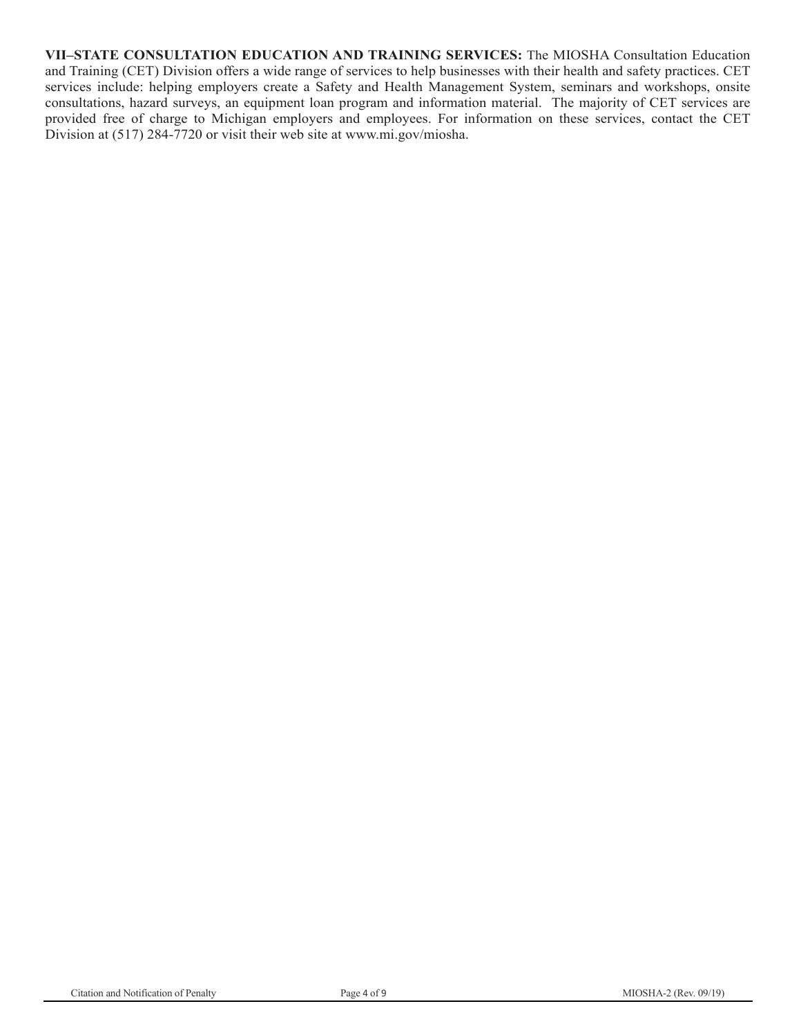**VII–STATE CONSULTATION EDUCATION AND TRAINING SERVICES:** The MIOSHA Consultation Education and Training (CET) Division offers a wide range of services to help businesses with their health and safety practices. CET services include: helping employers create a Safety and Health Management System, seminars and workshops, onsite consultations, hazard surveys, an equipment loan program and information material. The majority of CET services are provided free of charge to Michigan employers and employees. For information on these services, contact the CET Division at (517) 284-7720 or visit their web site at www.mi.gov/miosha.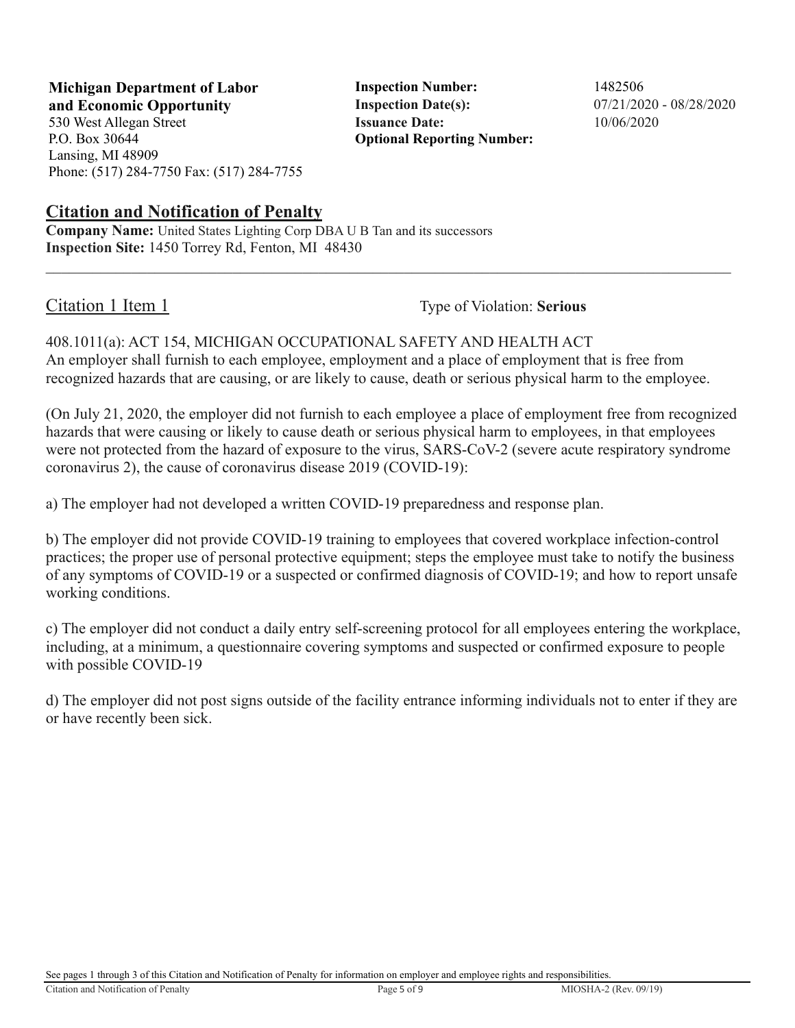**Michigan Department of Labor and Economic Opportunity**
530 West Allegan Street
P.O. Box 30644
Lansing, MI 48909
Phone: (517) 284-7750 Fax: (517) 284-7755

**Inspection Number:** 1482506
**Inspection Date(s):** 07/21/2020 - 08/28/2020
**Issuance Date:** 10/06/2020
**Optional Reporting Number:**

## Citation and Notification of Penalty

**Company Name:** United States Lighting Corp DBA U B Tan and its successors
**Inspection Site:** 1450 Torrey Rd, Fenton, MI 48430

---

### Citation 1 Item 1

Type of Violation: **Serious**

408.1011(a): ACT 154, MICHIGAN OCCUPATIONAL SAFETY AND HEALTH ACT
An employer shall furnish to each employee, employment and a place of employment that is free from recognized hazards that are causing, or are likely to cause, death or serious physical harm to the employee.

(On July 21, 2020, the employer did not furnish to each employee a place of employment free from recognized hazards that were causing or likely to cause death or serious physical harm to employees, in that employees were not protected from the hazard of exposure to the virus, SARS-CoV-2 (severe acute respiratory syndrome coronavirus 2), the cause of coronavirus disease 2019 (COVID-19):

a) The employer had not developed a written COVID-19 preparedness and response plan.

b) The employer did not provide COVID-19 training to employees that covered workplace infection-control practices; the proper use of personal protective equipment; steps the employee must take to notify the business of any symptoms of COVID-19 or a suspected or confirmed diagnosis of COVID-19; and how to report unsafe working conditions.

c) The employer did not conduct a daily entry self-screening protocol for all employees entering the workplace, including, at a minimum, a questionnaire covering symptoms and suspected or confirmed exposure to people with possible COVID-19

d) The employer did not post signs outside of the facility entrance informing individuals not to enter if they are or have recently been sick.

See pages 1 through 3 of this Citation and Notification of Penalty for information on employer and employee rights and responsibilities.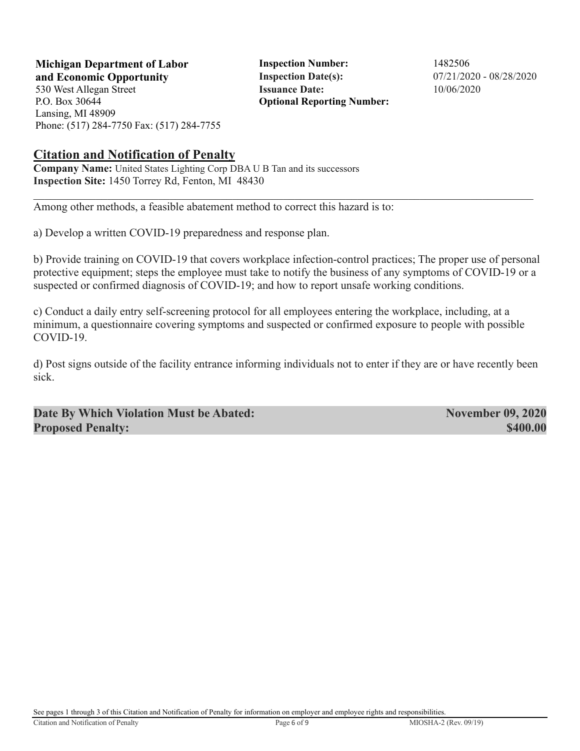**Michigan Department of Labor and Economic Opportunity**
530 West Allegan Street
P.O. Box 30644
Lansing, MI 48909
Phone: (517) 284-7750 Fax: (517) 284-7755

**Inspection Number:** 1482506
**Inspection Date(s):** 07/21/2020 - 08/28/2020
**Issuance Date:** 10/06/2020
**Optional Reporting Number:**

## Citation and Notification of Penalty

**Company Name:** United States Lighting Corp DBA U B Tan and its successors
**Inspection Site:** 1450 Torrey Rd, Fenton, MI 48430

---

Among other methods, a feasible abatement method to correct this hazard is to:

a) Develop a written COVID-19 preparedness and response plan.

b) Provide training on COVID-19 that covers workplace infection-control practices; The proper use of personal protective equipment; steps the employee must take to notify the business of any symptoms of COVID-19 or a suspected or confirmed diagnosis of COVID-19; and how to report unsafe working conditions.

c) Conduct a daily entry self-screening protocol for all employees entering the workplace, including, at a minimum, a questionnaire covering symptoms and suspected or confirmed exposure to people with possible COVID-19.

d) Post signs outside of the facility entrance informing individuals not to enter if they are or have recently been sick.

**Date By Which Violation Must be Abated:** **November 09, 2020**
**Proposed Penalty:** **$400.00**

See pages 1 through 3 of this Citation and Notification of Penalty for information on employer and employee rights and responsibilities.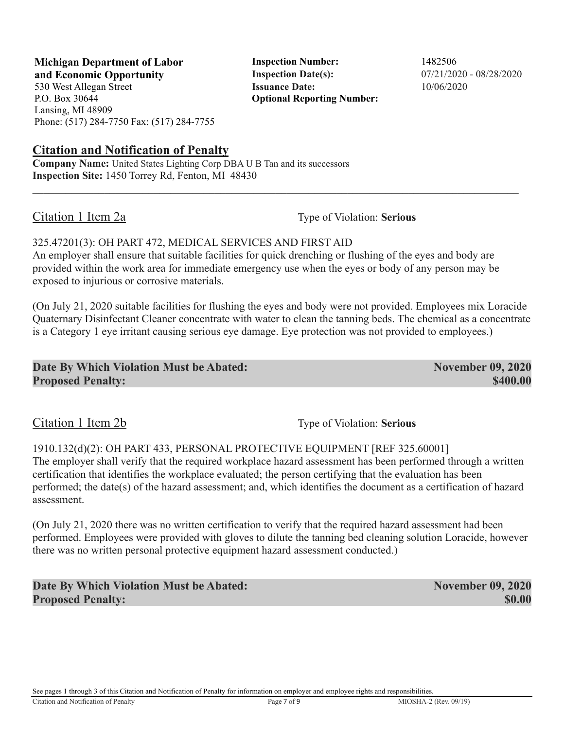**Michigan Department of Labor and Economic Opportunity**
530 West Allegan Street
P.O. Box 30644
Lansing, MI 48909
Phone: (517) 284-7750 Fax: (517) 284-7755

**Inspection Number:** 1482506
**Inspection Date(s):** 07/21/2020 - 08/28/2020
**Issuance Date:** 10/06/2020
**Optional Reporting Number:**

## Citation and Notification of Penalty

**Company Name:** United States Lighting Corp DBA U B Tan and its successors
**Inspection Site:** 1450 Torrey Rd, Fenton, MI 48430

---

### Citation 1 Item 2a

Type of Violation: **Serious**

325.47201(3): OH PART 472, MEDICAL SERVICES AND FIRST AID
An employer shall ensure that suitable facilities for quick drenching or flushing of the eyes and body are provided within the work area for immediate emergency use when the eyes or body of any person may be exposed to injurious or corrosive materials.

(On July 21, 2020 suitable facilities for flushing the eyes and body were not provided. Employees mix Loracide Quaternary Disinfectant Cleaner concentrate with water to clean the tanning beds. The chemical as a concentrate is a Category 1 eye irritant causing serious eye damage. Eye protection was not provided to employees.)

**Date By Which Violation Must be Abated:** **November 09, 2020**
**Proposed Penalty:** **$400.00**

### Citation 1 Item 2b

Type of Violation: **Serious**

1910.132(d)(2): OH PART 433, PERSONAL PROTECTIVE EQUIPMENT [REF 325.60001]
The employer shall verify that the required workplace hazard assessment has been performed through a written certification that identifies the workplace evaluated; the person certifying that the evaluation has been performed; the date(s) of the hazard assessment; and, which identifies the document as a certification of hazard assessment.

(On July 21, 2020 there was no written certification to verify that the required hazard assessment had been performed. Employees were provided with gloves to dilute the tanning bed cleaning solution Loracide, however there was no written personal protective equipment hazard assessment conducted.)

**Date By Which Violation Must be Abated:** **November 09, 2020**
**Proposed Penalty:** **$0.00**

See pages 1 through 3 of this Citation and Notification of Penalty for information on employer and employee rights and responsibilities.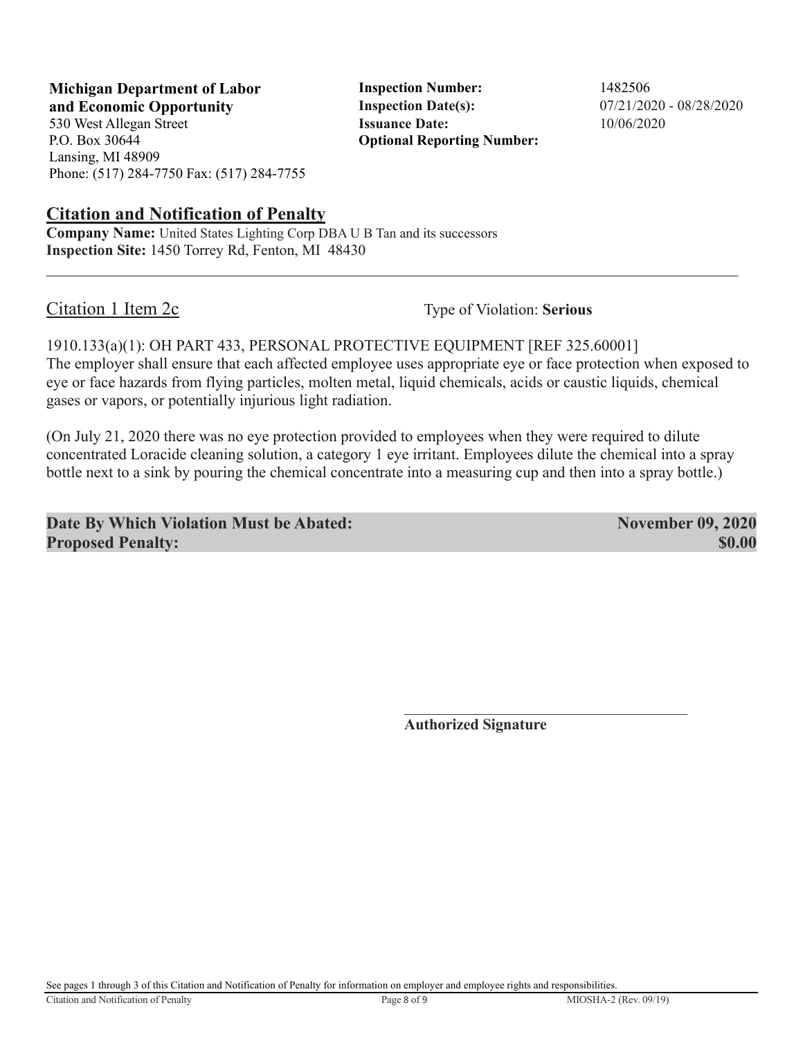**Michigan Department of Labor and Economic Opportunity**
530 West Allegan Street
P.O. Box 30644
Lansing, MI 48909
Phone: (517) 284-7750 Fax: (517) 284-7755

**Inspection Number:** 1482506
**Inspection Date(s):** 07/21/2020 - 08/28/2020
**Issuance Date:** 10/06/2020
**Optional Reporting Number:**

## Citation and Notification of Penalty

**Company Name:** United States Lighting Corp DBA U B Tan and its successors
**Inspection Site:** 1450 Torrey Rd, Fenton, MI 48430

---

Citation 1 Item 2c — Type of Violation: **Serious**

1910.133(a)(1): OH PART 433, PERSONAL PROTECTIVE EQUIPMENT [REF 325.60001]
The employer shall ensure that each affected employee uses appropriate eye or face protection when exposed to eye or face hazards from flying particles, molten metal, liquid chemicals, acids or caustic liquids, chemical gases or vapors, or potentially injurious light radiation.

(On July 21, 2020 there was no eye protection provided to employees when they were required to dilute concentrated Loracide cleaning solution, a category 1 eye irritant. Employees dilute the chemical into a spray bottle next to a sink by pouring the chemical concentrate into a measuring cup and then into a spray bottle.)

| | |
|---|---|
| **Date By Which Violation Must be Abated:** | **November 09, 2020** |
| **Proposed Penalty:** | **$0.00** |

\_\_\_\_\_\_\_\_\_\_\_\_\_\_\_\_\_\_\_\_\_\_\_\_\_\_\_\_\_\_\_\_\_\_\_\_\_\_\_\_
**Authorized Signature**

See pages 1 through 3 of this Citation and Notification of Penalty for information on employer and employee rights and responsibilities.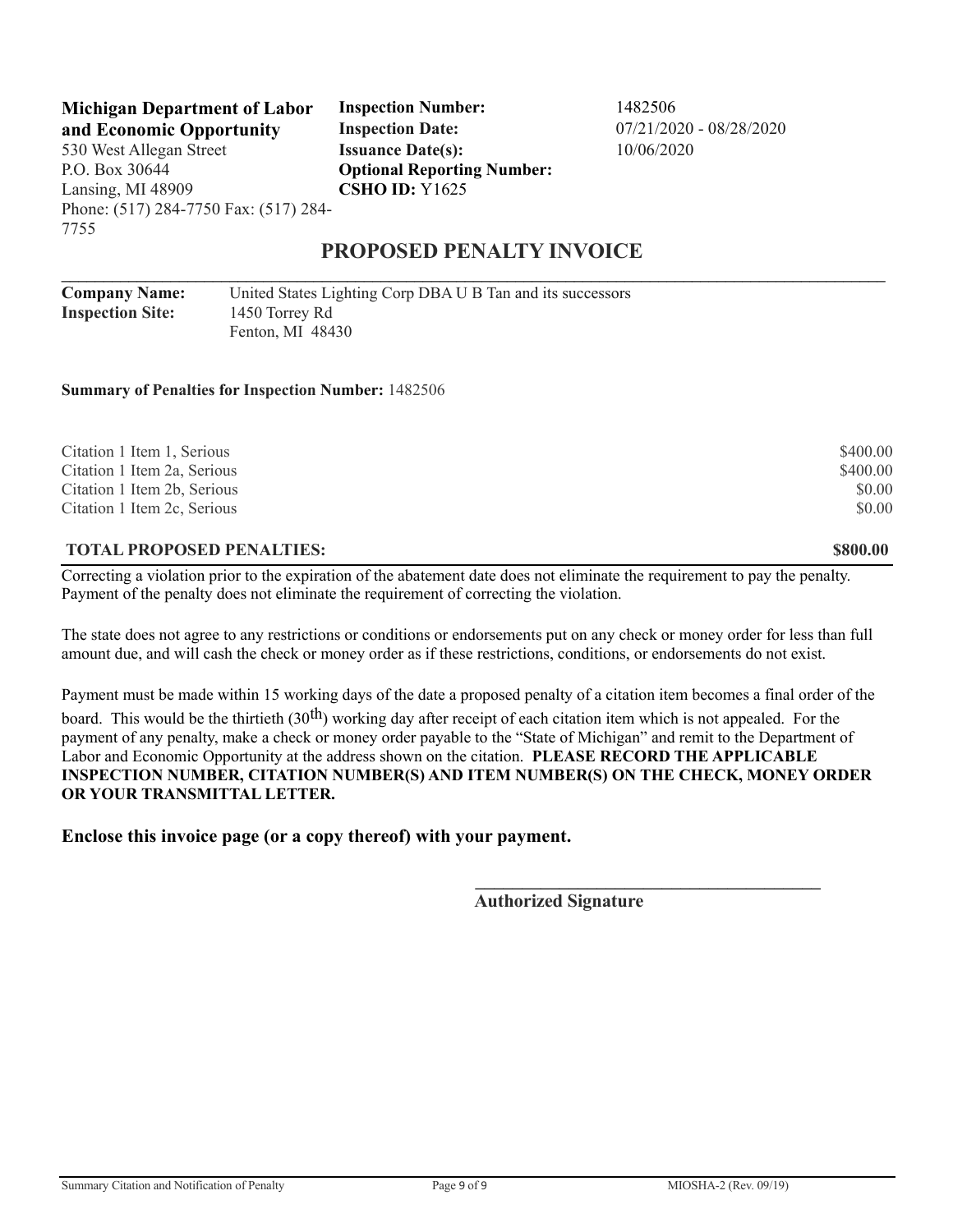**Michigan Department of Labor and Economic Opportunity**
530 West Allegan Street
P.O. Box 30644
Lansing, MI 48909
Phone: (517) 284-7750 Fax: (517) 284-7755

**Inspection Number:** 1482506
**Inspection Date:** 07/21/2020 - 08/28/2020
**Issuance Date(s):** 10/06/2020
**Optional Reporting Number:**
**CSHO ID:** Y1625

# PROPOSED PENALTY INVOICE

**Company Name:** United States Lighting Corp DBA U B Tan and its successors
**Inspection Site:** 1450 Torrey Rd
Fenton, MI 48430

**Summary of Penalties for Inspection Number:** 1482506

| | |
|---|---|
| Citation 1 Item 1, Serious | \$400.00 |
| Citation 1 Item 2a, Serious | \$400.00 |
| Citation 1 Item 2b, Serious | \$0.00 |
| Citation 1 Item 2c, Serious | \$0.00 |
| **TOTAL PROPOSED PENALTIES:** | **\$800.00** |

Correcting a violation prior to the expiration of the abatement date does not eliminate the requirement to pay the penalty. Payment of the penalty does not eliminate the requirement of correcting the violation.

The state does not agree to any restrictions or conditions or endorsements put on any check or money order for less than full amount due, and will cash the check or money order as if these restrictions, conditions, or endorsements do not exist.

Payment must be made within 15 working days of the date a proposed penalty of a citation item becomes a final order of the board. This would be the thirtieth (30th) working day after receipt of each citation item which is not appealed. For the payment of any penalty, make a check or money order payable to the "State of Michigan" and remit to the Department of Labor and Economic Opportunity at the address shown on the citation. **PLEASE RECORD THE APPLICABLE INSPECTION NUMBER, CITATION NUMBER(S) AND ITEM NUMBER(S) ON THE CHECK, MONEY ORDER OR YOUR TRANSMITTAL LETTER.**

**Enclose this invoice page (or a copy thereof) with your payment.**

\_\_\_\_\_\_\_\_\_\_\_\_\_\_\_\_\_\_\_\_\_\_\_\_\_\_\_\_\_\_\_\_\_\_\_\_\_\_\_\_
**Authorized Signature**